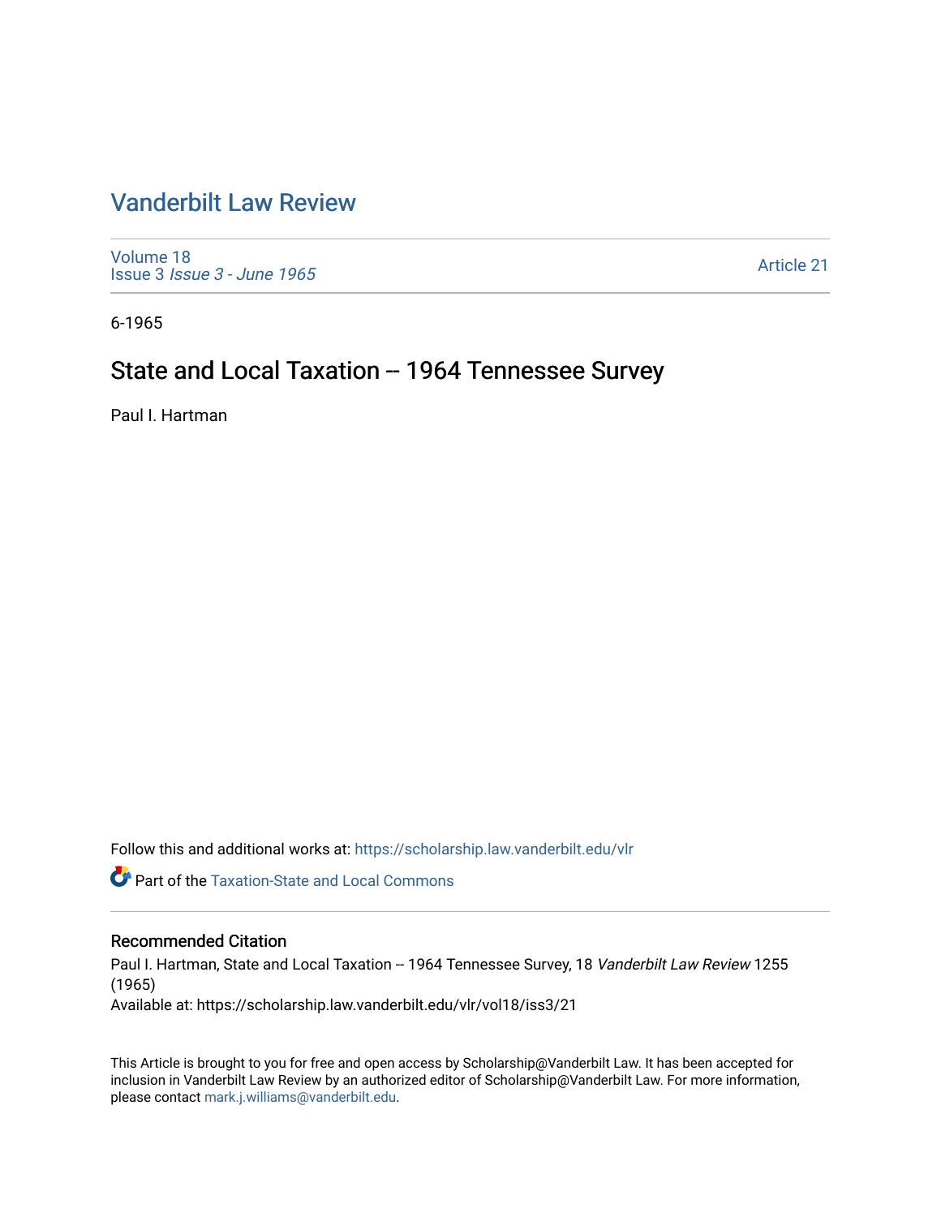# Vanderbilt Law Review

Volume 18
Issue 3 *Issue 3 - June 1965*

Article 21

6-1965

## State and Local Taxation -- 1964 Tennessee Survey

Paul I. Hartman

Follow this and additional works at: https://scholarship.law.vanderbilt.edu/vlr

Part of the Taxation-State and Local Commons

### Recommended Citation

Paul I. Hartman, State and Local Taxation -- 1964 Tennessee Survey, 18 *Vanderbilt Law Review* 1255 (1965)
Available at: https://scholarship.law.vanderbilt.edu/vlr/vol18/iss3/21

This Article is brought to you for free and open access by Scholarship@Vanderbilt Law. It has been accepted for inclusion in Vanderbilt Law Review by an authorized editor of Scholarship@Vanderbilt Law. For more information, please contact mark.j.williams@vanderbilt.edu.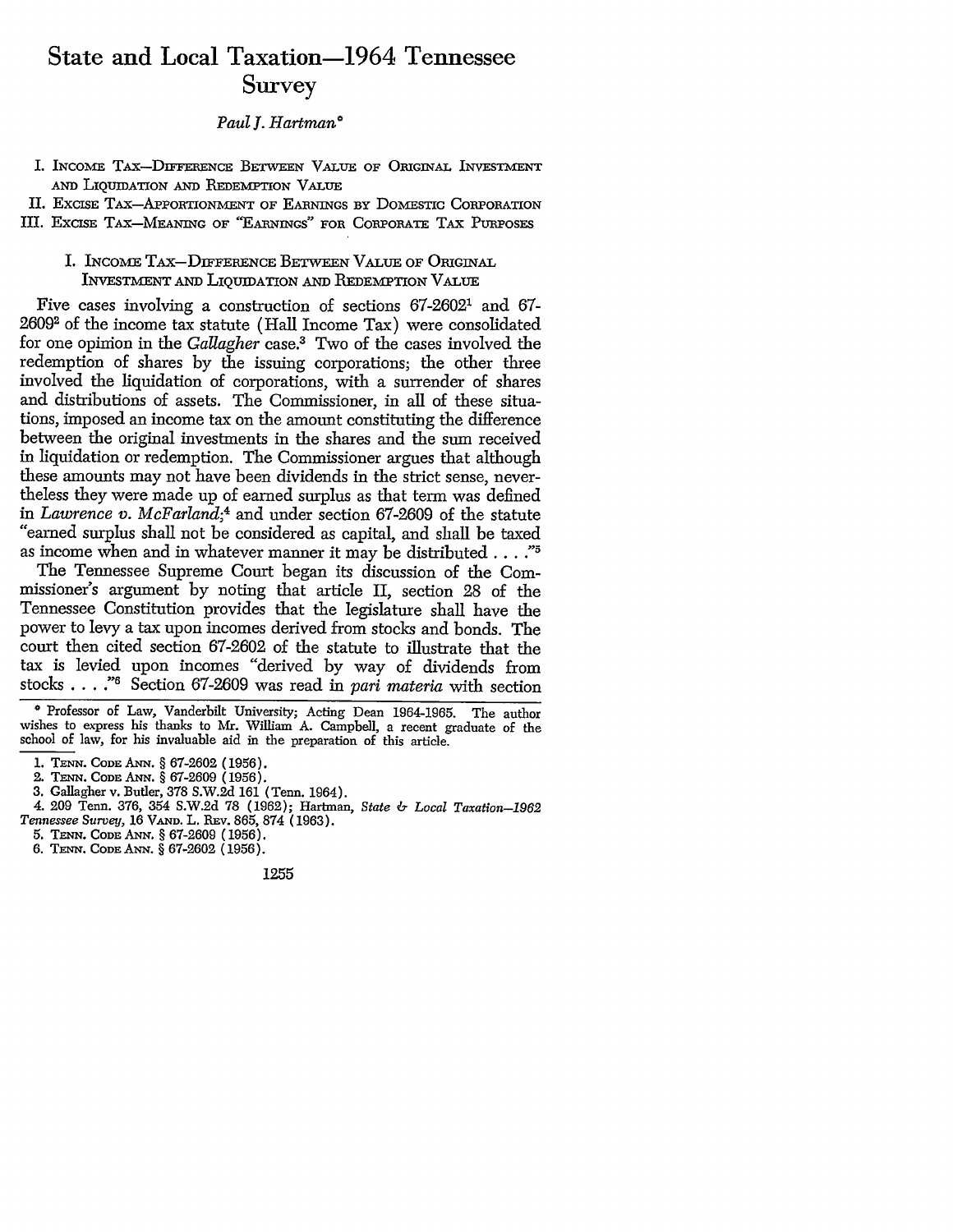# State and Local Taxation—1964 Tennessee Survey

*Paul J. Hartman\**

I. INCOME TAX—DIFFERENCE BETWEEN VALUE OF ORIGINAL INVESTMENT AND LIQUIDATION AND REDEMPTION VALUE

II. EXCISE TAX—APPORTIONMENT OF EARNINGS BY DOMESTIC CORPORATION

III. EXCISE TAX—MEANING OF "EARNINGS" FOR CORPORATE TAX PURPOSES

## I. INCOME TAX—DIFFERENCE BETWEEN VALUE OF ORIGINAL INVESTMENT AND LIQUIDATION AND REDEMPTION VALUE

Five cases involving a construction of sections 67-2602[1] and 67-2609[2] of the income tax statute (Hall Income Tax) were consolidated for one opinion in the *Gallagher* case.[3] Two of the cases involved the redemption of shares by the issuing corporations; the other three involved the liquidation of corporations, with a surrender of shares and distributions of assets. The Commissioner, in all of these situations, imposed an income tax on the amount constituting the difference between the original investments in the shares and the sum received in liquidation or redemption. The Commissioner argues that although these amounts may not have been dividends in the strict sense, nevertheless they were made up of earned surplus as that term was defined in *Lawrence v. McFarland*;[4] and under section 67-2609 of the statute "earned surplus shall not be considered as capital, and shall be taxed as income when and in whatever manner it may be distributed . . . ."[5]

The Tennessee Supreme Court began its discussion of the Commissioner's argument by noting that article II, section 28 of the Tennessee Constitution provides that the legislature shall have the power to levy a tax upon incomes derived from stocks and bonds. The court then cited section 67-2602 of the statute to illustrate that the tax is levied upon incomes "derived by way of dividends from stocks . . . ."[6] Section 67-2609 was read in *pari materia* with section

---

\* Professor of Law, Vanderbilt University; Acting Dean 1964-1965. The author wishes to express his thanks to Mr. William A. Campbell, a recent graduate of the school of law, for his invaluable aid in the preparation of this article.

1. TENN. CODE ANN. § 67-2602 (1956).
2. TENN. CODE ANN. § 67-2609 (1956).
3. Gallagher v. Butler, 378 S.W.2d 161 (Tenn. 1964).
4. 209 Tenn. 376, 354 S.W.2d 78 (1962); Hartman, *State & Local Taxation—1962 Tennessee Survey*, 16 VAND. L. REV. 865, 874 (1963).
5. TENN. CODE ANN. § 67-2609 (1956).
6. TENN. CODE ANN. § 67-2602 (1956).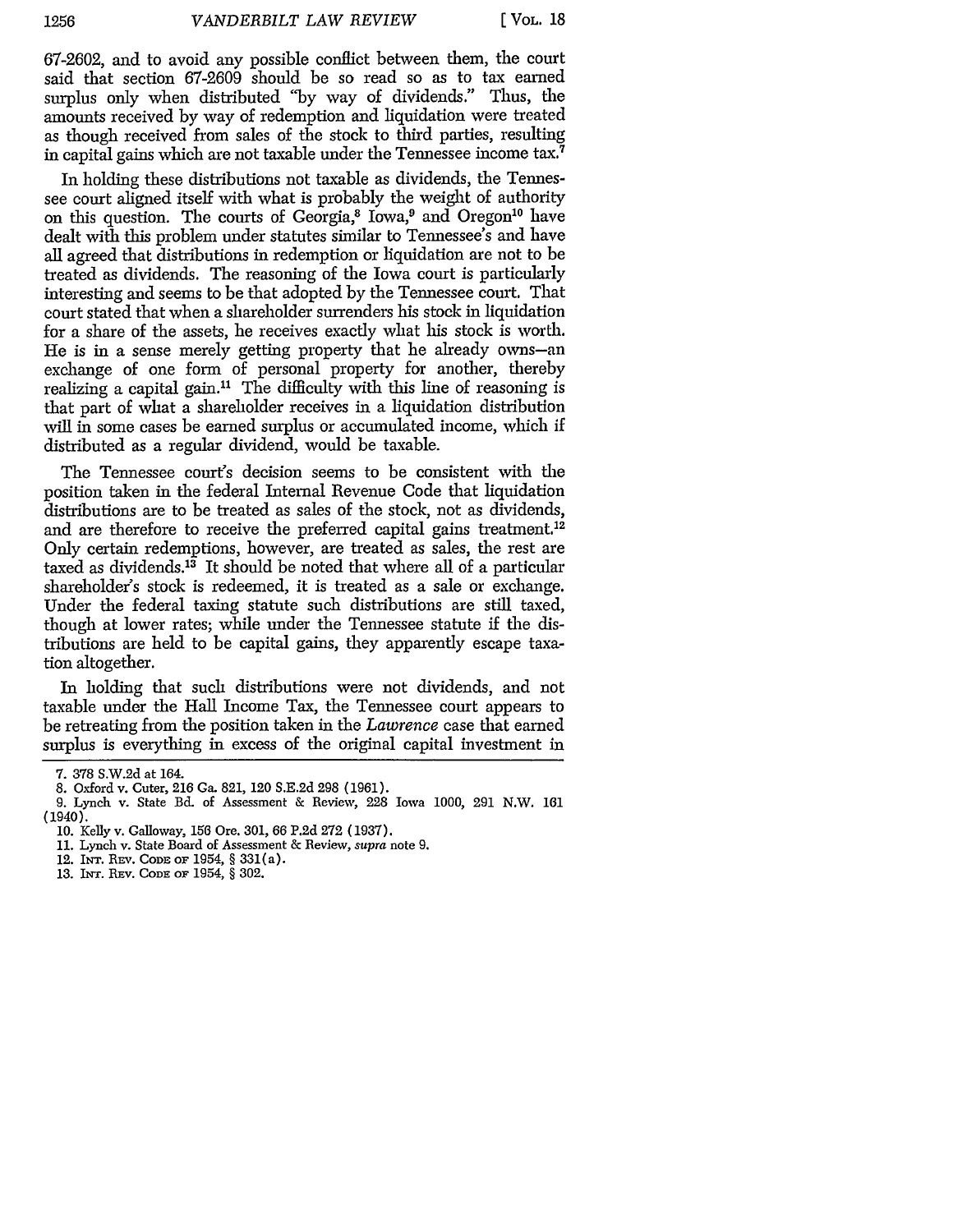67-2602, and to avoid any possible conflict between them, the court said that section 67-2609 should be so read so as to tax earned surplus only when distributed "by way of dividends." Thus, the amounts received by way of redemption and liquidation were treated as though received from sales of the stock to third parties, resulting in capital gains which are not taxable under the Tennessee income tax.[7]

In holding these distributions not taxable as dividends, the Tennessee court aligned itself with what is probably the weight of authority on this question. The courts of Georgia,[8] Iowa,[9] and Oregon[10] have dealt with this problem under statutes similar to Tennessee's and have all agreed that distributions in redemption or liquidation are not to be treated as dividends. The reasoning of the Iowa court is particularly interesting and seems to be that adopted by the Tennessee court. That court stated that when a shareholder surrenders his stock in liquidation for a share of the assets, he receives exactly what his stock is worth. He is in a sense merely getting property that he already owns—an exchange of one form of personal property for another, thereby realizing a capital gain.[11] The difficulty with this line of reasoning is that part of what a shareholder receives in a liquidation distribution will in some cases be earned surplus or accumulated income, which if distributed as a regular dividend, would be taxable.

The Tennessee court's decision seems to be consistent with the position taken in the federal Internal Revenue Code that liquidation distributions are to be treated as sales of the stock, not as dividends, and are therefore to receive the preferred capital gains treatment.[12] Only certain redemptions, however, are treated as sales, the rest are taxed as dividends.[13] It should be noted that where all of a particular shareholder's stock is redeemed, it is treated as a sale or exchange. Under the federal taxing statute such distributions are still taxed, though at lower rates; while under the Tennessee statute if the distributions are held to be capital gains, they apparently escape taxation altogether.

In holding that such distributions were not dividends, and not taxable under the Hall Income Tax, the Tennessee court appears to be retreating from the position taken in the *Lawrence* case that earned surplus is everything in excess of the original capital investment in

---

7. 378 S.W.2d at 164.
8. Oxford v. Cuter, 216 Ga. 821, 120 S.E.2d 298 (1961).
9. Lynch v. State Bd. of Assessment & Review, 228 Iowa 1000, 291 N.W. 161 (1940).
10. Kelly v. Galloway, 156 Ore. 301, 66 P.2d 272 (1937).
11. Lynch v. State Board of Assessment & Review, *supra* note 9.
12. INT. REV. CODE OF 1954, § 331(a).
13. INT. REV. CODE OF 1954, § 302.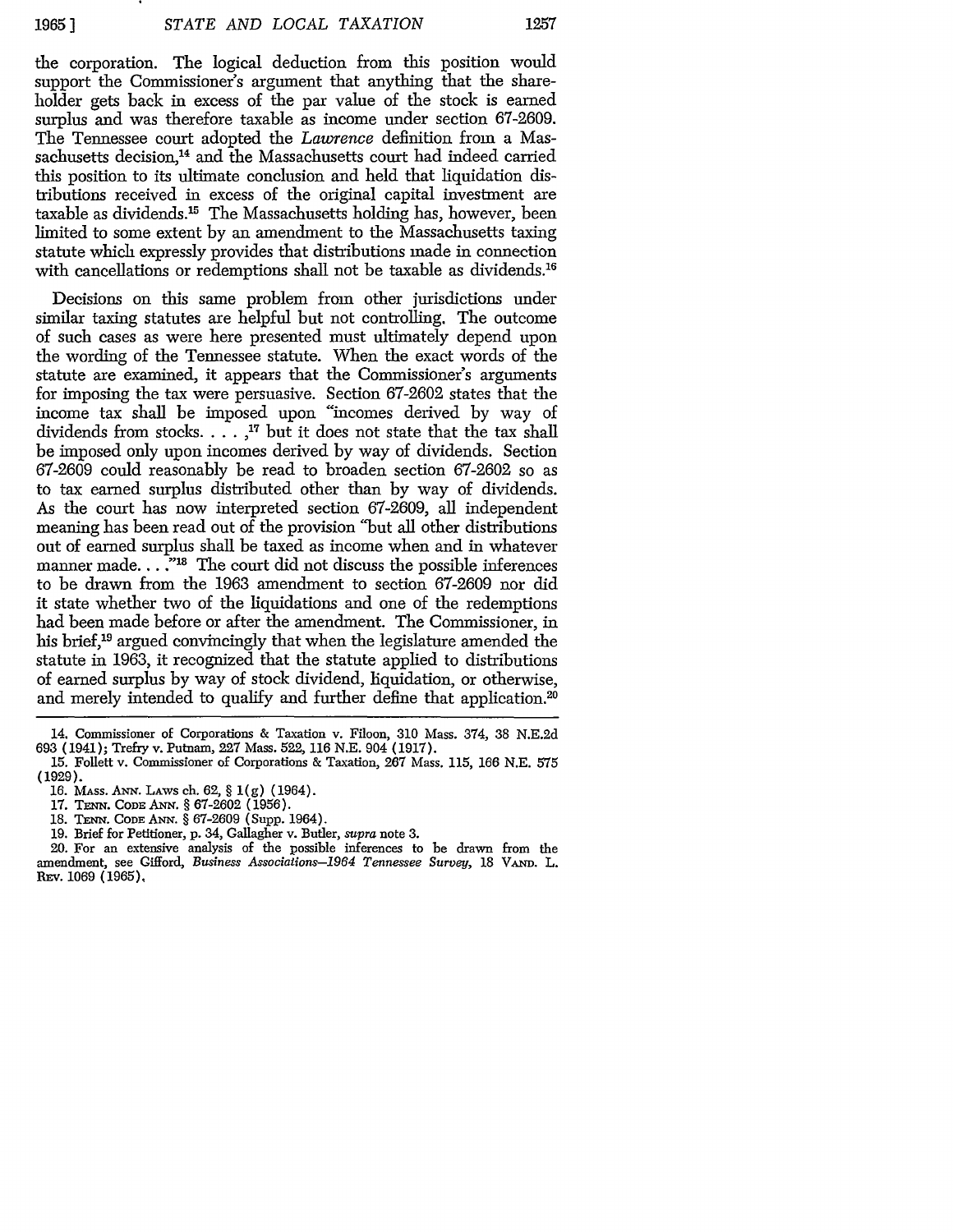the corporation. The logical deduction from this position would support the Commissioner's argument that anything that the shareholder gets back in excess of the par value of the stock is earned surplus and was therefore taxable as income under section 67-2609. The Tennessee court adopted the *Lawrence* definition from a Massachusetts decision,[14] and the Massachusetts court had indeed carried this position to its ultimate conclusion and held that liquidation distributions received in excess of the original capital investment are taxable as dividends.[15] The Massachusetts holding has, however, been limited to some extent by an amendment to the Massachusetts taxing statute which expressly provides that distributions made in connection with cancellations or redemptions shall not be taxable as dividends.[16]

Decisions on this same problem from other jurisdictions under similar taxing statutes are helpful but not controlling. The outcome of such cases as were here presented must ultimately depend upon the wording of the Tennessee statute. When the exact words of the statute are examined, it appears that the Commissioner's arguments for imposing the tax were persuasive. Section 67-2602 states that the income tax shall be imposed upon "incomes derived by way of dividends from stocks. . . . ,[17] but it does not state that the tax shall be imposed only upon incomes derived by way of dividends. Section 67-2609 could reasonably be read to broaden section 67-2602 so as to tax earned surplus distributed other than by way of dividends. As the court has now interpreted section 67-2609, all independent meaning has been read out of the provision "but all other distributions out of earned surplus shall be taxed as income when and in whatever manner made. . . ."[18] The court did not discuss the possible inferences to be drawn from the 1963 amendment to section 67-2609 nor did it state whether two of the liquidations and one of the redemptions had been made before or after the amendment. The Commissioner, in his brief,[19] argued convincingly that when the legislature amended the statute in 1963, it recognized that the statute applied to distributions of earned surplus by way of stock dividend, liquidation, or otherwise, and merely intended to qualify and further define that application.[20]

14. Commissioner of Corporations & Taxation v. Filoon, 310 Mass. 374, 38 N.E.2d 693 (1941); Trefry v. Putnam, 227 Mass. 522, 116 N.E. 904 (1917).

15. Follett v. Commissioner of Corporations & Taxation, 267 Mass. 115, 166 N.E. 575 (1929).

16. MASS. ANN. LAWS ch. 62, § 1(g) (1964).

17. TENN. CODE ANN. § 67-2602 (1956).

18. TENN. CODE ANN. § 67-2609 (Supp. 1964).

19. Brief for Petitioner, p. 34, Gallagher v. Butler, *supra* note 3.

20. For an extensive analysis of the possible inferences to be drawn from the amendment, see Gifford, *Business Associations—1964 Tennessee Survey*, 18 VAND. L. REV. 1069 (1965).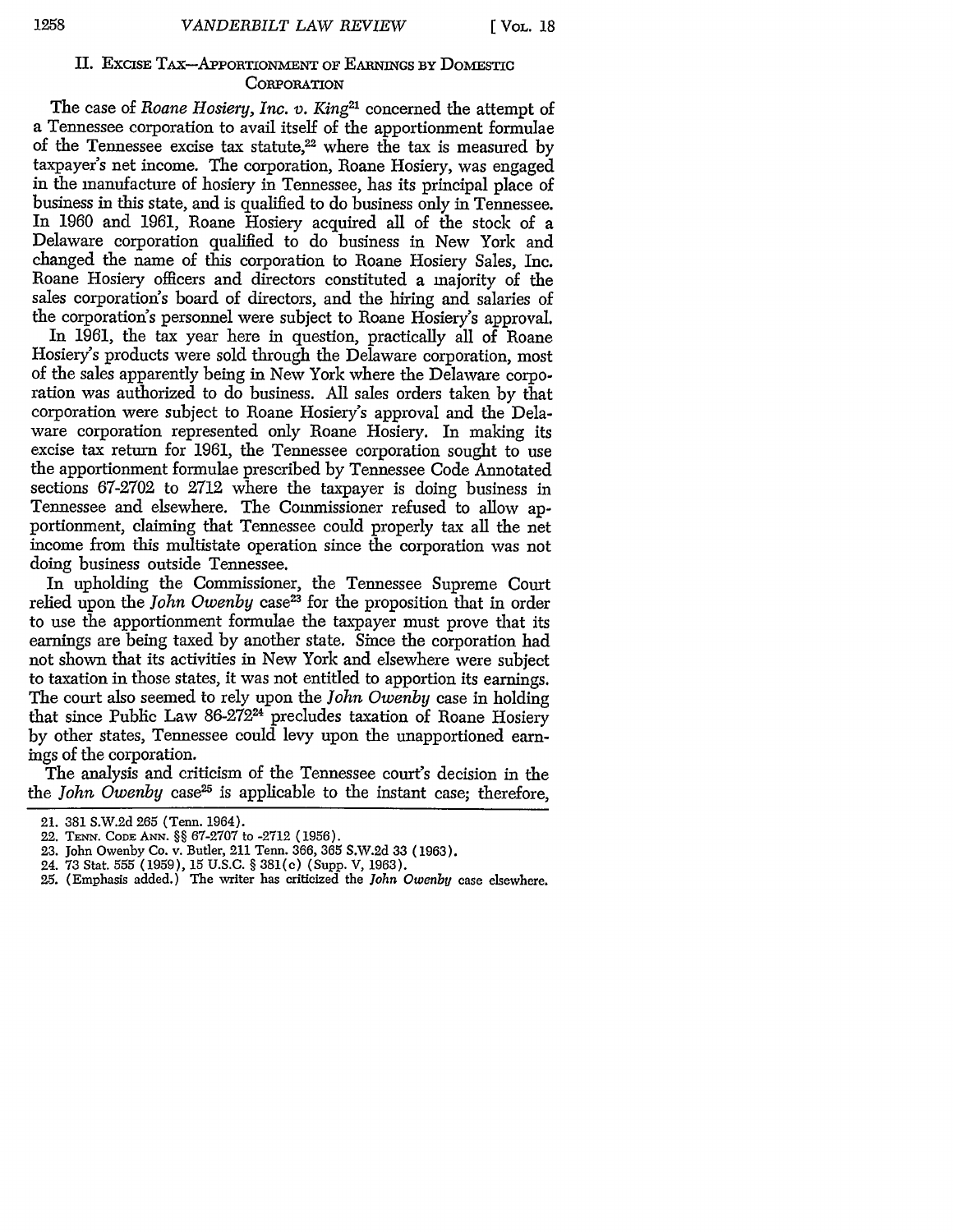## II. Excise Tax—Apportionment of Earnings by Domestic Corporation

The case of *Roane Hosiery, Inc. v. King*[21] concerned the attempt of a Tennessee corporation to avail itself of the apportionment formulae of the Tennessee excise tax statute,[22] where the tax is measured by taxpayer's net income. The corporation, Roane Hosiery, was engaged in the manufacture of hosiery in Tennessee, has its principal place of business in this state, and is qualified to do business only in Tennessee. In 1960 and 1961, Roane Hosiery acquired all of the stock of a Delaware corporation qualified to do business in New York and changed the name of this corporation to Roane Hosiery Sales, Inc. Roane Hosiery officers and directors constituted a majority of the sales corporation's board of directors, and the hiring and salaries of the corporation's personnel were subject to Roane Hosiery's approval.

In 1961, the tax year here in question, practically all of Roane Hosiery's products were sold through the Delaware corporation, most of the sales apparently being in New York where the Delaware corporation was authorized to do business. All sales orders taken by that corporation were subject to Roane Hosiery's approval and the Delaware corporation represented only Roane Hosiery. In making its excise tax return for 1961, the Tennessee corporation sought to use the apportionment formulae prescribed by Tennessee Code Annotated sections 67-2702 to 2712 where the taxpayer is doing business in Tennessee and elsewhere. The Commissioner refused to allow apportionment, claiming that Tennessee could properly tax all the net income from this multistate operation since the corporation was not doing business outside Tennessee.

In upholding the Commissioner, the Tennessee Supreme Court relied upon the *John Owenby* case[23] for the proposition that in order to use the apportionment formulae the taxpayer must prove that its earnings are being taxed by another state. Since the corporation had not shown that its activities in New York and elsewhere were subject to taxation in those states, it was not entitled to apportion its earnings. The court also seemed to rely upon the *John Owenby* case in holding that since Public Law 86-272[24] precludes taxation of Roane Hosiery by other states, Tennessee could levy upon the unapportioned earnings of the corporation.

The analysis and criticism of the Tennessee court's decision in the the *John Owenby* case[25] is applicable to the instant case; therefore,

---

21. 381 S.W.2d 265 (Tenn. 1964).
22. Tenn. Code Ann. §§ 67-2707 to -2712 (1956).
23. John Owenby Co. v. Butler, 211 Tenn. 366, 365 S.W.2d 33 (1963).
24. 73 Stat. 555 (1959), 15 U.S.C. § 381(c) (Supp. V, 1963).
25. (Emphasis added.) The writer has criticized the *John Owenby* case elsewhere.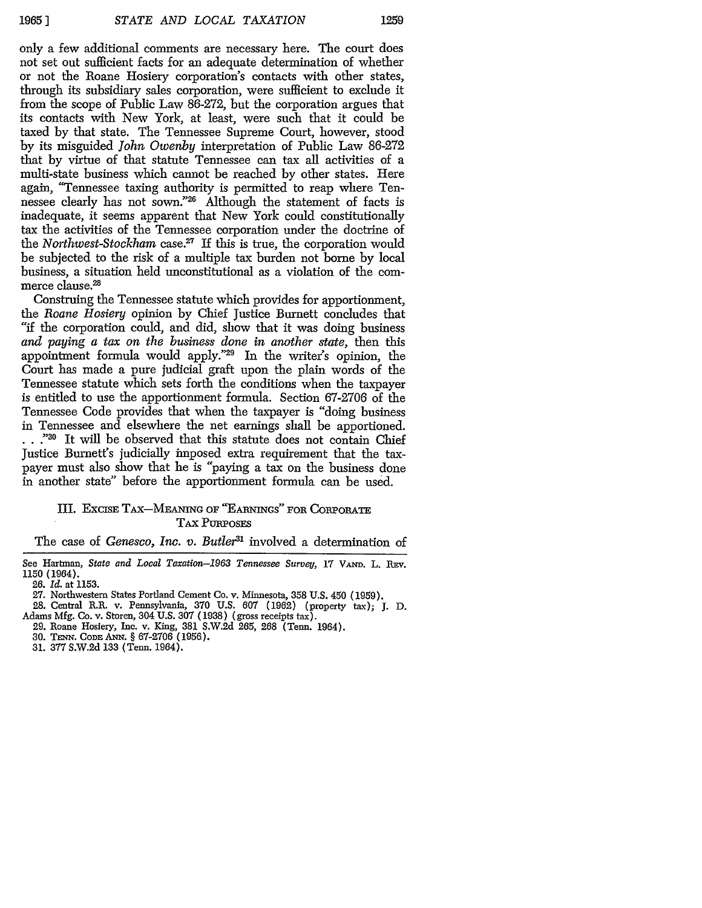only a few additional comments are necessary here. The court does not set out sufficient facts for an adequate determination of whether or not the Roane Hosiery corporation's contacts with other states, through its subsidiary sales corporation, were sufficient to exclude it from the scope of Public Law 86-272, but the corporation argues that its contacts with New York, at least, were such that it could be taxed by that state. The Tennessee Supreme Court, however, stood by its misguided *John Owenby* interpretation of Public Law 86-272 that by virtue of that statute Tennessee can tax all activities of a multi-state business which cannot be reached by other states. Here again, "Tennessee taxing authority is permitted to reap where Tennessee clearly has not sown."[26] Although the statement of facts is inadequate, it seems apparent that New York could constitutionally tax the activities of the Tennessee corporation under the doctrine of the *Northwest-Stockham* case.[27] If this is true, the corporation would be subjected to the risk of a multiple tax burden not borne by local business, a situation held unconstitutional as a violation of the commerce clause.[28]

Construing the Tennessee statute which provides for apportionment, the *Roane Hosiery* opinion by Chief Justice Burnett concludes that "if the corporation could, and did, show that it was doing business *and paying a tax on the business done in another state,* then this appointment formula would apply."[29] In the writer's opinion, the Court has made a pure judicial graft upon the plain words of the Tennessee statute which sets forth the conditions when the taxpayer is entitled to use the apportionment formula. Section 67-2706 of the Tennessee Code provides that when the taxpayer is "doing business in Tennessee and elsewhere the net earnings shall be apportioned. . . ."[30] It will be observed that this statute does not contain Chief Justice Burnett's judicially imposed extra requirement that the taxpayer must also show that he is "paying a tax on the business done in another state" before the apportionment formula can be used.

### III. Excise Tax—Meaning of "Earnings" for Corporate Tax Purposes

The case of *Genesco, Inc. v. Butler*[31] involved a determination of

---

See Hartman, *State and Local Taxation—1963 Tennessee Survey,* 17 Vand. L. Rev. 1150 (1964).

26. *Id.* at 1153.

27. Northwestern States Portland Cement Co. v. Minnesota, 358 U.S. 450 (1959).

28. Central R.R. v. Pennsylvania, 370 U.S. 607 (1962) (property tax); J. D. Adams Mfg. Co. v. Storen, 304 U.S. 307 (1938) (gross receipts tax).

29. Roane Hosiery, Inc. v. King, 381 S.W.2d 265, 268 (Tenn. 1964).

30. Tenn. Code Ann. § 67-2706 (1956).

31. 377 S.W.2d 133 (Tenn. 1964).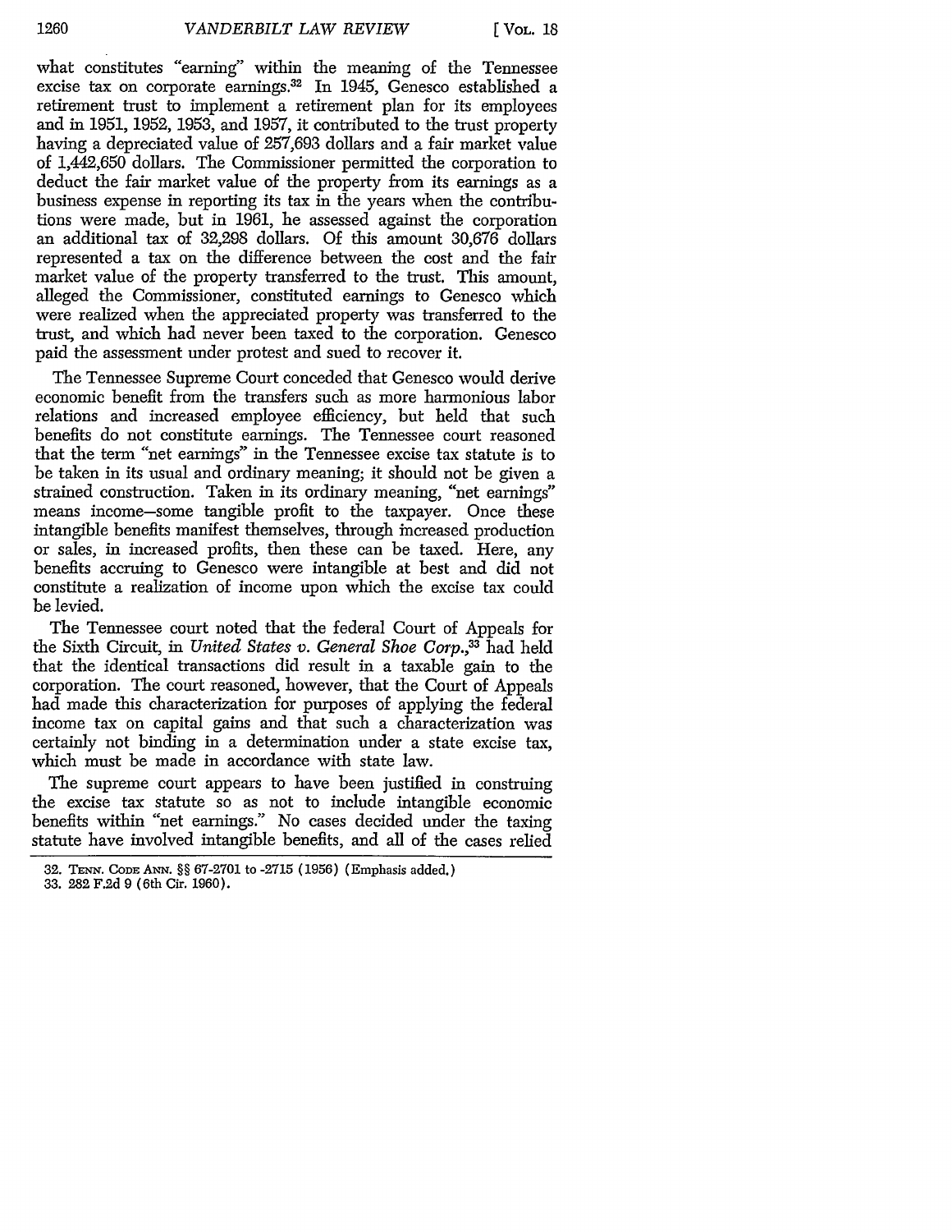what constitutes "earning" within the meaning of the Tennessee excise tax on corporate earnings.[32] In 1945, Genesco established a retirement trust to implement a retirement plan for its employees and in 1951, 1952, 1953, and 1957, it contributed to the trust property having a depreciated value of 257,693 dollars and a fair market value of 1,442,650 dollars. The Commissioner permitted the corporation to deduct the fair market value of the property from its earnings as a business expense in reporting its tax in the years when the contributions were made, but in 1961, he assessed against the corporation an additional tax of 32,298 dollars. Of this amount 30,676 dollars represented a tax on the difference between the cost and the fair market value of the property transferred to the trust. This amount, alleged the Commissioner, constituted earnings to Genesco which were realized when the appreciated property was transferred to the trust, and which had never been taxed to the corporation. Genesco paid the assessment under protest and sued to recover it.

The Tennessee Supreme Court conceded that Genesco would derive economic benefit from the transfers such as more harmonious labor relations and increased employee efficiency, but held that such benefits do not constitute earnings. The Tennessee court reasoned that the term "net earnings" in the Tennessee excise tax statute is to be taken in its usual and ordinary meaning; it should not be given a strained construction. Taken in its ordinary meaning, "net earnings" means income—some tangible profit to the taxpayer. Once these intangible benefits manifest themselves, through increased production or sales, in increased profits, then these can be taxed. Here, any benefits accruing to Genesco were intangible at best and did not constitute a realization of income upon which the excise tax could be levied.

The Tennessee court noted that the federal Court of Appeals for the Sixth Circuit, in *United States v. General Shoe Corp.*,[33] had held that the identical transactions did result in a taxable gain to the corporation. The court reasoned, however, that the Court of Appeals had made this characterization for purposes of applying the federal income tax on capital gains and that such a characterization was certainly not binding in a determination under a state excise tax, which must be made in accordance with state law.

The supreme court appears to have been justified in construing the excise tax statute so as not to include intangible economic benefits within "net earnings." No cases decided under the taxing statute have involved intangible benefits, and all of the cases relied

---

32. TENN. CODE ANN. §§ 67-2701 to -2715 (1956) (Emphasis added.)

33. 282 F.2d 9 (6th Cir. 1960).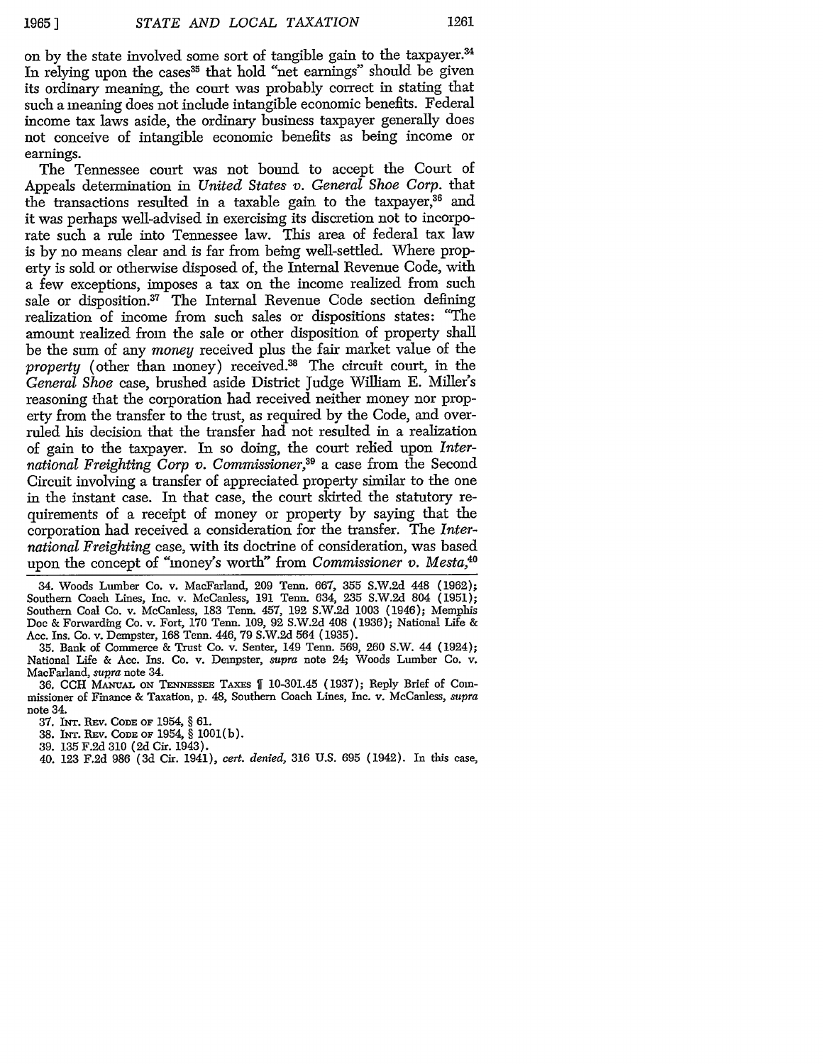on by the state involved some sort of tangible gain to the taxpayer.[34] In relying upon the cases[35] that hold "net earnings" should be given its ordinary meaning, the court was probably correct in stating that such a meaning does not include intangible economic benefits. Federal income tax laws aside, the ordinary business taxpayer generally does not conceive of intangible economic benefits as being income or earnings.

The Tennessee court was not bound to accept the Court of Appeals determination in *United States v. General Shoe Corp.* that the transactions resulted in a taxable gain to the taxpayer,[36] and it was perhaps well-advised in exercising its discretion not to incorporate such a rule into Tennessee law. This area of federal tax law is by no means clear and is far from being well-settled. Where property is sold or otherwise disposed of, the Internal Revenue Code, with a few exceptions, imposes a tax on the income realized from such sale or disposition.[37] The Internal Revenue Code section defining realization of income from such sales or dispositions states: "The amount realized from the sale or other disposition of property shall be the sum of any *money* received plus the fair market value of the *property* (other than money) received.[38] The circuit court, in the *General Shoe* case, brushed aside District Judge William E. Miller's reasoning that the corporation had received neither money nor property from the transfer to the trust, as required by the Code, and overruled his decision that the transfer had not resulted in a realization of gain to the taxpayer. In so doing, the court relied upon *International Freighting Corp v. Commissioner*,[39] a case from the Second Circuit involving a transfer of appreciated property similar to the one in the instant case. In that case, the court skirted the statutory requirements of a receipt of money or property by saying that the corporation had received a consideration for the transfer. The *International Freighting* case, with its doctrine of consideration, was based upon the concept of "money's worth" from *Commissioner v. Mesta*,[40]

34. Woods Lumber Co. v. MacFarland, 209 Tenn. 667, 355 S.W.2d 448 (1962); Southern Coach Lines, Inc. v. McCanless, 191 Tenn. 634, 235 S.W.2d 804 (1951); Southern Coal Co. v. McCanless, 183 Tenn. 457, 192 S.W.2d 1003 (1946); Memphis Doc & Forwarding Co. v. Fort, 170 Tenn. 109, 92 S.W.2d 408 (1936); National Life & Acc. Ins. Co. v. Dempster, 168 Tenn. 446, 79 S.W.2d 564 (1935).

35. Bank of Commerce & Trust Co. v. Senter, 149 Tenn. 569, 260 S.W. 44 (1924); National Life & Acc. Ins. Co. v. Dempster, *supra* note 24; Woods Lumber Co. v. MacFarland, *supra* note 34.

36. CCH MANUAL ON TENNESSEE TAXES ¶ 10-301.45 (1937); Reply Brief of Commissioner of Finance & Taxation, p. 48, Southern Coach Lines, Inc. v. McCanless, *supra* note 34.

37. INT. REV. CODE OF 1954, § 61.

38. INT. REV. CODE OF 1954, § 1001(b).

39. 135 F.2d 310 (2d Cir. 1943).

40. 123 F.2d 986 (3d Cir. 1941), *cert. denied*, 316 U.S. 695 (1942). In this case,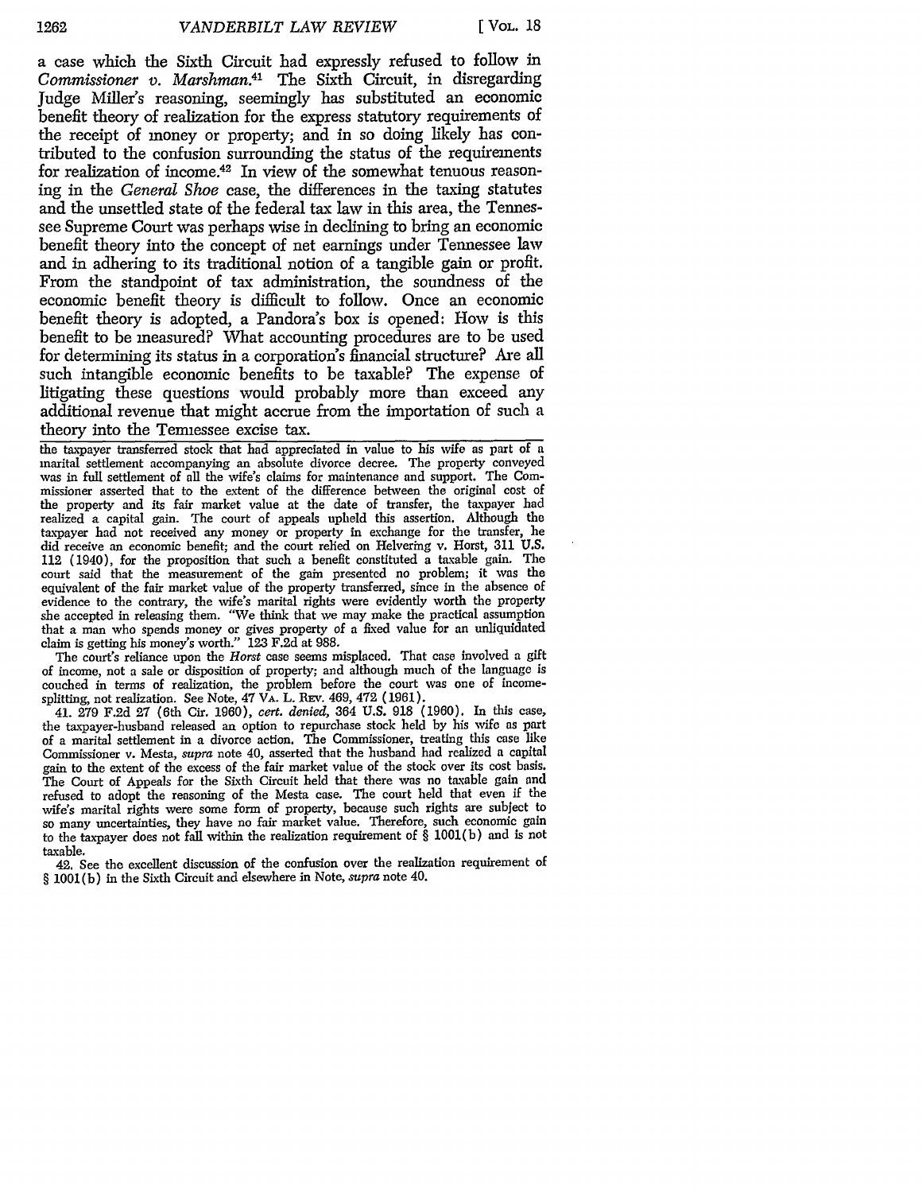a case which the Sixth Circuit had expressly refused to follow in *Commissioner v. Marshman*.[41] The Sixth Circuit, in disregarding Judge Miller's reasoning, seemingly has substituted an economic benefit theory of realization for the express statutory requirements of the receipt of money or property; and in so doing likely has contributed to the confusion surrounding the status of the requirements for realization of income.[42] In view of the somewhat tenuous reasoning in the *General Shoe* case, the differences in the taxing statutes and the unsettled state of the federal tax law in this area, the Tennessee Supreme Court was perhaps wise in declining to bring an economic benefit theory into the concept of net earnings under Tennessee law and in adhering to its traditional notion of a tangible gain or profit. From the standpoint of tax administration, the soundness of the economic benefit theory is difficult to follow. Once an economic benefit theory is adopted, a Pandora's box is opened: How is this benefit to be measured? What accounting procedures are to be used for determining its status in a corporation's financial structure? Are all such intangible economic benefits to be taxable? The expense of litigating these questions would probably more than exceed any additional revenue that might accrue from the importation of such a theory into the Tennessee excise tax.

---

the taxpayer transferred stock that had appreciated in value to his wife as part of a marital settlement accompanying an absolute divorce decree. The property conveyed was in full settlement of all the wife's claims for maintenance and support. The Commissioner asserted that to the extent of the difference between the original cost of the property and its fair market value at the date of transfer, the taxpayer had realized a capital gain. The court of appeals upheld this assertion. Although the taxpayer had not received any money or property in exchange for the transfer, he did receive an economic benefit; and the court relied on Helvering v. Horst, 311 U.S. 112 (1940), for the proposition that such a benefit constituted a taxable gain. The court said that the measurement of the gain presented no problem; it was the equivalent of the fair market value of the property transferred, since in the absence of evidence to the contrary, the wife's marital rights were evidently worth the property she accepted in releasing them. "We think that we may make the practical assumption that a man who spends money or gives property of a fixed value for an unliquidated claim is getting his money's worth." 123 F.2d at 988.

The court's reliance upon the *Horst* case seems misplaced. That case involved a gift of income, not a sale or disposition of property; and although much of the language is couched in terms of realization, the problem before the court was one of income-splitting, not realization. See Note, 47 Va. L. Rev. 469, 472 (1961).

41. 279 F.2d 27 (6th Cir. 1960), *cert. denied*, 364 U.S. 918 (1960). In this case, the taxpayer-husband released an option to repurchase stock held by his wife as part of a marital settlement in a divorce action. The Commissioner, treating this case like Commissioner v. Mesta, *supra* note 40, asserted that the husband had realized a capital gain to the extent of the excess of the fair market value of the stock over its cost basis. The Court of Appeals for the Sixth Circuit held that there was no taxable gain and refused to adopt the reasoning of the Mesta case. The court held that even if the wife's marital rights were some form of property, because such rights are subject to so many uncertainties, they have no fair market value. Therefore, such economic gain to the taxpayer does not fall within the realization requirement of § 1001(b) and is not taxable.

42. See the excellent discussion of the confusion over the realization requirement of § 1001(b) in the Sixth Circuit and elsewhere in Note, *supra* note 40.